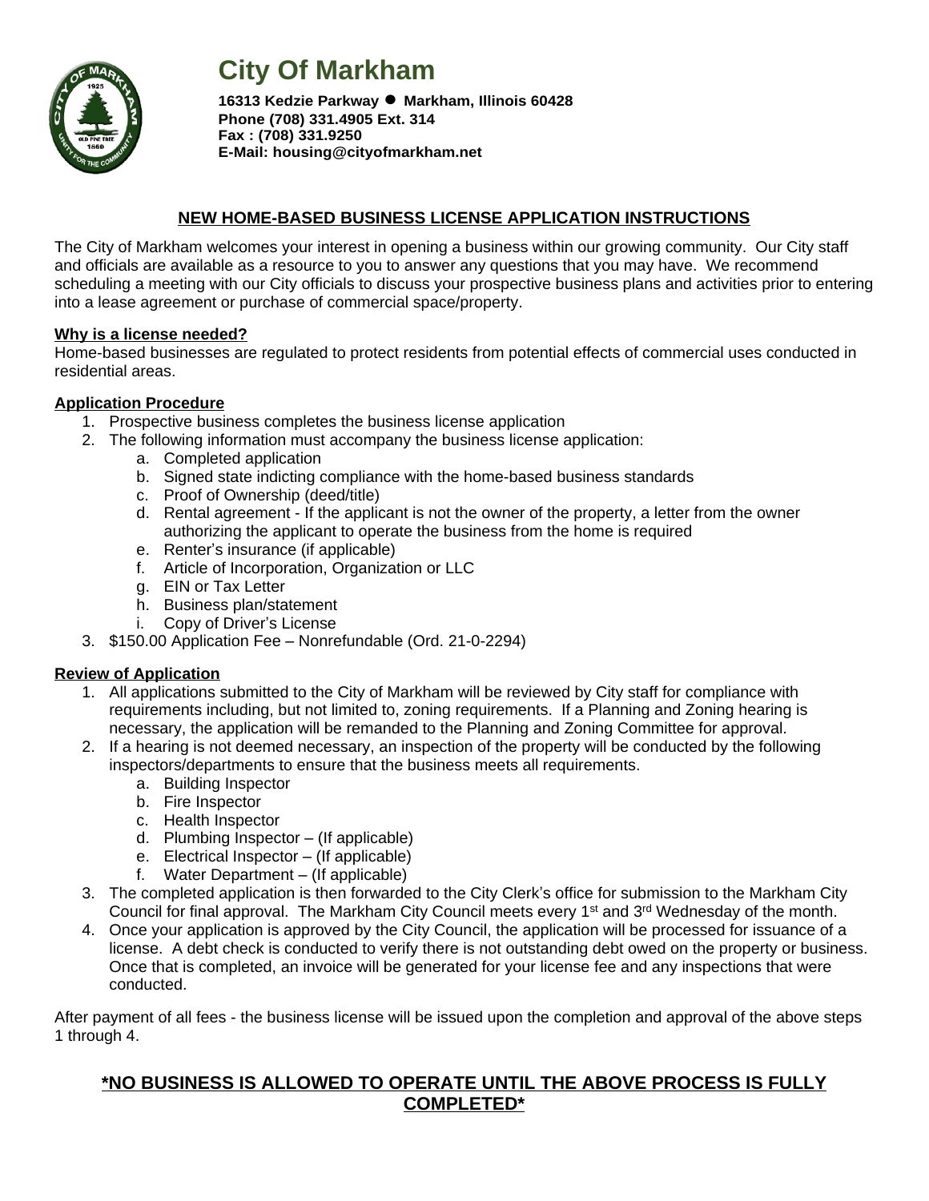# City Of Markham

**16313 Kedzie Parkway ● Markham, Illinois 60428**
**Phone (708) 331.4905 Ext. 314**
**Fax : (708) 331.9250**
**E-Mail: housing@cityofmarkham.net**

## NEW HOME-BASED BUSINESS LICENSE APPLICATION INSTRUCTIONS

The City of Markham welcomes your interest in opening a business within our growing community. Our City staff and officials are available as a resource to you to answer any questions that you may have. We recommend scheduling a meeting with our City officials to discuss your prospective business plans and activities prior to entering into a lease agreement or purchase of commercial space/property.

**Why is a license needed?**

Home-based businesses are regulated to protect residents from potential effects of commercial uses conducted in residential areas.

**Application Procedure**

1. Prospective business completes the business license application
2. The following information must accompany the business license application:
   a. Completed application
   b. Signed state indicting compliance with the home-based business standards
   c. Proof of Ownership (deed/title)
   d. Rental agreement - If the applicant is not the owner of the property, a letter from the owner authorizing the applicant to operate the business from the home is required
   e. Renter's insurance (if applicable)
   f. Article of Incorporation, Organization or LLC
   g. EIN or Tax Letter
   h. Business plan/statement
   i. Copy of Driver's License
3. $150.00 Application Fee – Nonrefundable (Ord. 21-0-2294)

**Review of Application**

1. All applications submitted to the City of Markham will be reviewed by City staff for compliance with requirements including, but not limited to, zoning requirements. If a Planning and Zoning hearing is necessary, the application will be remanded to the Planning and Zoning Committee for approval.
2. If a hearing is not deemed necessary, an inspection of the property will be conducted by the following inspectors/departments to ensure that the business meets all requirements.
   a. Building Inspector
   b. Fire Inspector
   c. Health Inspector
   d. Plumbing Inspector – (If applicable)
   e. Electrical Inspector – (If applicable)
   f. Water Department – (If applicable)
3. The completed application is then forwarded to the City Clerk's office for submission to the Markham City Council for final approval. The Markham City Council meets every 1st and 3rd Wednesday of the month.
4. Once your application is approved by the City Council, the application will be processed for issuance of a license. A debt check is conducted to verify there is not outstanding debt owed on the property or business. Once that is completed, an invoice will be generated for your license fee and any inspections that were conducted.

After payment of all fees - the business license will be issued upon the completion and approval of the above steps 1 through 4.

**\*NO BUSINESS IS ALLOWED TO OPERATE UNTIL THE ABOVE PROCESS IS FULLY COMPLETED\***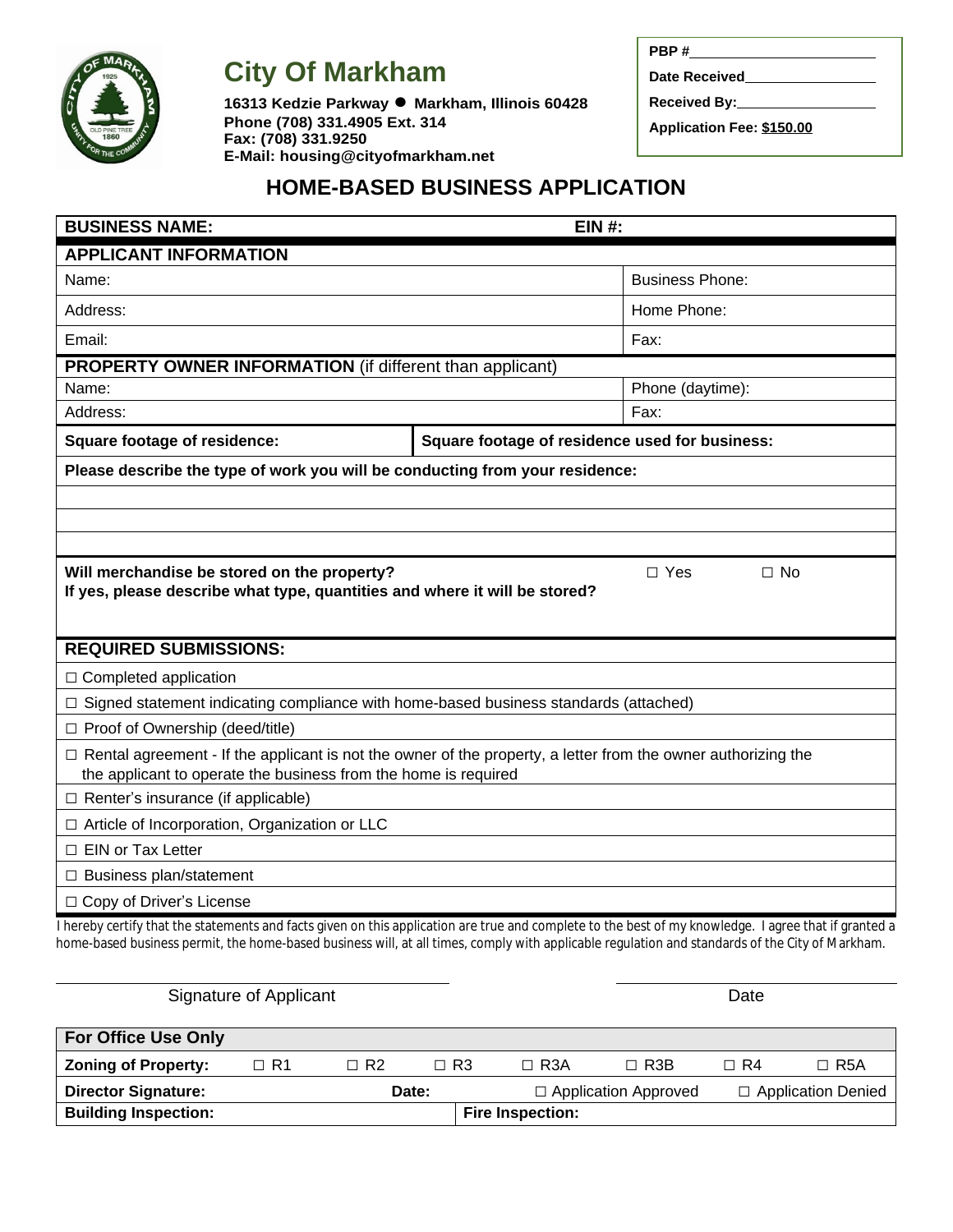# City Of Markham

**16313 Kedzie Parkway ● Markham, Illinois 60428**
**Phone (708) 331.4905 Ext. 314**
**Fax: (708) 331.9250**
**E-Mail: housing@cityofmarkham.net**

**PBP #**\_\_\_\_\_\_\_\_\_\_\_\_\_\_\_\_\_\_\_\_
**Date Received**\_\_\_\_\_\_\_\_\_\_\_\_\_\_\_\_
**Received By:**\_\_\_\_\_\_\_\_\_\_\_\_\_\_\_\_
**Application Fee: $150.00**

## HOME-BASED BUSINESS APPLICATION

| **BUSINESS NAME:** | **EIN #:** |
|---|---|
| **APPLICANT INFORMATION** | |
| Name: | Business Phone: |
| Address: | Home Phone: |
| Email: | Fax: |
| **PROPERTY OWNER INFORMATION** (if different than applicant) | |
| Name: | Phone (daytime): |
| Address: | Fax: |
| **Square footage of residence:** | **Square footage of residence used for business:** |

**Please describe the type of work you will be conducting from your residence:**

\_\_\_\_\_\_\_\_\_\_\_\_\_\_\_\_\_\_\_\_\_\_\_\_\_\_\_\_\_\_\_\_\_\_\_\_\_\_\_\_\_\_\_\_\_\_\_\_\_\_\_\_\_\_\_\_\_\_

\_\_\_\_\_\_\_\_\_\_\_\_\_\_\_\_\_\_\_\_\_\_\_\_\_\_\_\_\_\_\_\_\_\_\_\_\_\_\_\_\_\_\_\_\_\_\_\_\_\_\_\_\_\_\_\_\_\_

\_\_\_\_\_\_\_\_\_\_\_\_\_\_\_\_\_\_\_\_\_\_\_\_\_\_\_\_\_\_\_\_\_\_\_\_\_\_\_\_\_\_\_\_\_\_\_\_\_\_\_\_\_\_\_\_\_\_

**Will merchandise be stored on the property?** ☐ Yes ☐ No
**If yes, please describe what type, quantities and where it will be stored?**

### REQUIRED SUBMISSIONS:

- ☐ Completed application
- ☐ Signed statement indicating compliance with home-based business standards (attached)
- ☐ Proof of Ownership (deed/title)
- ☐ Rental agreement - If the applicant is not the owner of the property, a letter from the owner authorizing the the applicant to operate the business from the home is required
- ☐ Renter's insurance (if applicable)
- ☐ Article of Incorporation, Organization or LLC
- ☐ EIN or Tax Letter
- ☐ Business plan/statement
- ☐ Copy of Driver's License

I hereby certify that the statements and facts given on this application are true and complete to the best of my knowledge. I agree that if granted a home-based business permit, the home-based business will, at all times, comply with applicable regulation and standards of the City of Markham.

\_\_\_\_\_\_\_\_\_\_\_\_\_\_\_\_\_\_\_\_\_\_\_\_\_\_\_\_\_\_ \_\_\_\_\_\_\_\_\_\_\_\_\_\_\_\_\_\_\_\_
Signature of Applicant Date

| **For Office Use Only** | | | | | | | |
|---|---|---|---|---|---|---|---|
| **Zoning of Property:** | ☐ R1 | ☐ R2 | ☐ R3 | ☐ R3A | ☐ R3B | ☐ R4 | ☐ R5A |
| **Director Signature:** | | **Date:** | | ☐ Application Approved | | ☐ Application Denied | |
| **Building Inspection:** | | | **Fire Inspection:** | | | | |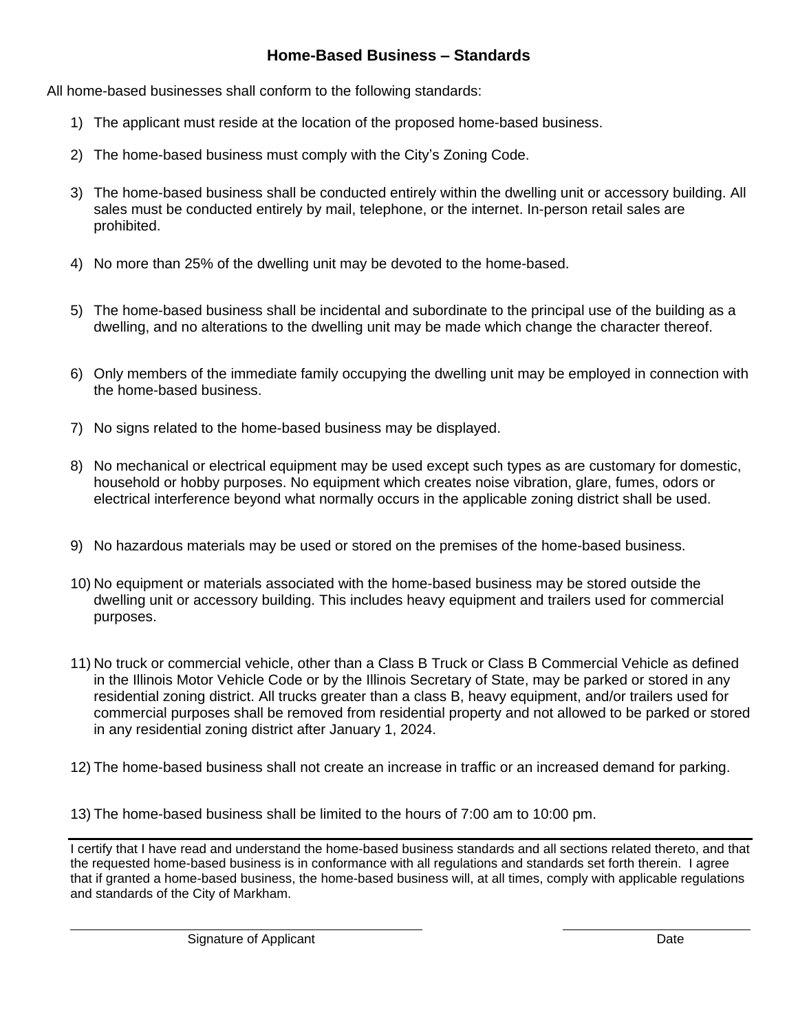## Home-Based Business – Standards

All home-based businesses shall conform to the following standards:

1) The applicant must reside at the location of the proposed home-based business.
2) The home-based business must comply with the City's Zoning Code.
3) The home-based business shall be conducted entirely within the dwelling unit or accessory building. All sales must be conducted entirely by mail, telephone, or the internet. In-person retail sales are prohibited.
4) No more than 25% of the dwelling unit may be devoted to the home-based.
5) The home-based business shall be incidental and subordinate to the principal use of the building as a dwelling, and no alterations to the dwelling unit may be made which change the character thereof.
6) Only members of the immediate family occupying the dwelling unit may be employed in connection with the home-based business.
7) No signs related to the home-based business may be displayed.
8) No mechanical or electrical equipment may be used except such types as are customary for domestic, household or hobby purposes. No equipment which creates noise vibration, glare, fumes, odors or electrical interference beyond what normally occurs in the applicable zoning district shall be used.
9) No hazardous materials may be used or stored on the premises of the home-based business.
10) No equipment or materials associated with the home-based business may be stored outside the dwelling unit or accessory building. This includes heavy equipment and trailers used for commercial purposes.
11) No truck or commercial vehicle, other than a Class B Truck or Class B Commercial Vehicle as defined in the Illinois Motor Vehicle Code or by the Illinois Secretary of State, may be parked or stored in any residential zoning district. All trucks greater than a class B, heavy equipment, and/or trailers used for commercial purposes shall be removed from residential property and not allowed to be parked or stored in any residential zoning district after January 1, 2024.
12) The home-based business shall not create an increase in traffic or an increased demand for parking.
13) The home-based business shall be limited to the hours of 7:00 am to 10:00 pm.

---

I certify that I have read and understand the home-based business standards and all sections related thereto, and that the requested home-based business is in conformance with all regulations and standards set forth therein. I agree that if granted a home-based business, the home-based business will, at all times, comply with applicable regulations and standards of the City of Markham.

Signature of Applicant

Date